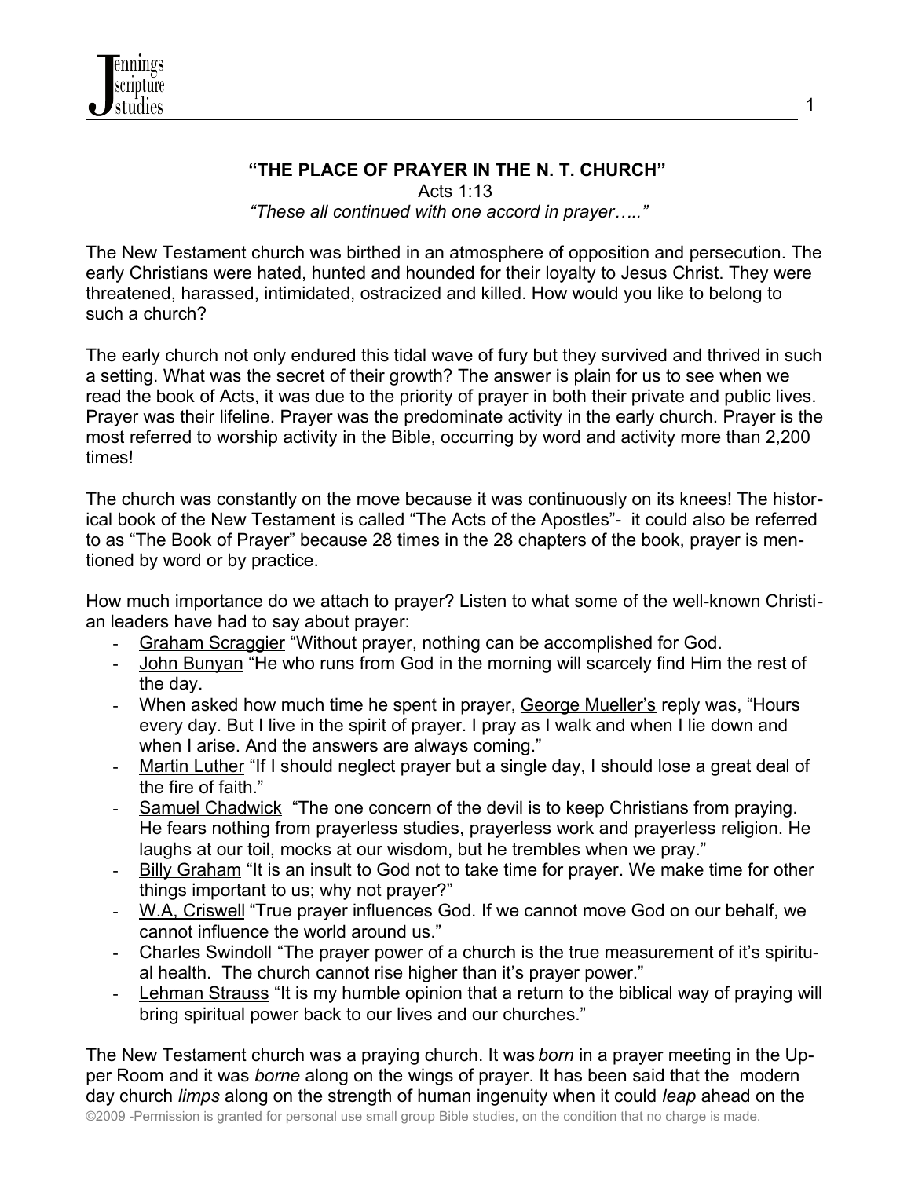## "THE PLACE OF PRAYER IN THE N. T. CHURCH"

Acts 1:13

*"These all continued with one accord in prayer….."*

The New Testament church was birthed in an atmosphere of opposition and persecution. The early Christians were hated, hunted and hounded for their loyalty to Jesus Christ. They were threatened, harassed, intimidated, ostracized and killed. How would you like to belong to such a church?

The early church not only endured this tidal wave of fury but they survived and thrived in such a setting. What was the secret of their growth? The answer is plain for us to see when we read the book of Acts, it was due to the priority of prayer in both their private and public lives. Prayer was their lifeline. Prayer was the predominate activity in the early church. Prayer is the most referred to worship activity in the Bible, occurring by word and activity more than 2,200 times!

The church was constantly on the move because it was continuously on its knees! The historical book of the New Testament is called "The Acts of the Apostles"- it could also be referred to as "The Book of Prayer" because 28 times in the 28 chapters of the book, prayer is mentioned by word or by practice.

How much importance do we attach to prayer? Listen to what some of the well-known Christian leaders have had to say about prayer:

- Graham Scraggier "Without prayer, nothing can be accomplished for God.
- John Bunyan "He who runs from God in the morning will scarcely find Him the rest of the day.
- When asked how much time he spent in prayer, George Mueller's reply was, "Hours every day. But I live in the spirit of prayer. I pray as I walk and when I lie down and when I arise. And the answers are always coming."
- Martin Luther "If I should neglect prayer but a single day, I should lose a great deal of the fire of faith."
- Samuel Chadwick "The one concern of the devil is to keep Christians from praying. He fears nothing from prayerless studies, prayerless work and prayerless religion. He laughs at our toil, mocks at our wisdom, but he trembles when we pray."
- Billy Graham "It is an insult to God not to take time for prayer. We make time for other things important to us; why not prayer?"
- W.A, Criswell "True prayer influences God. If we cannot move God on our behalf, we cannot influence the world around us."
- Charles Swindoll "The prayer power of a church is the true measurement of it's spiritual health. The church cannot rise higher than it's prayer power."
- Lehman Strauss "It is my humble opinion that a return to the biblical way of praying will bring spiritual power back to our lives and our churches."

The New Testament church was a praying church. It was *born* in a prayer meeting in the Upper Room and it was *borne* along on the wings of prayer. It has been said that the modern day church *limps* along on the strength of human ingenuity when it could *leap* ahead on the

©2009 -Permission is granted for personal use small group Bible studies, on the condition that no charge is made.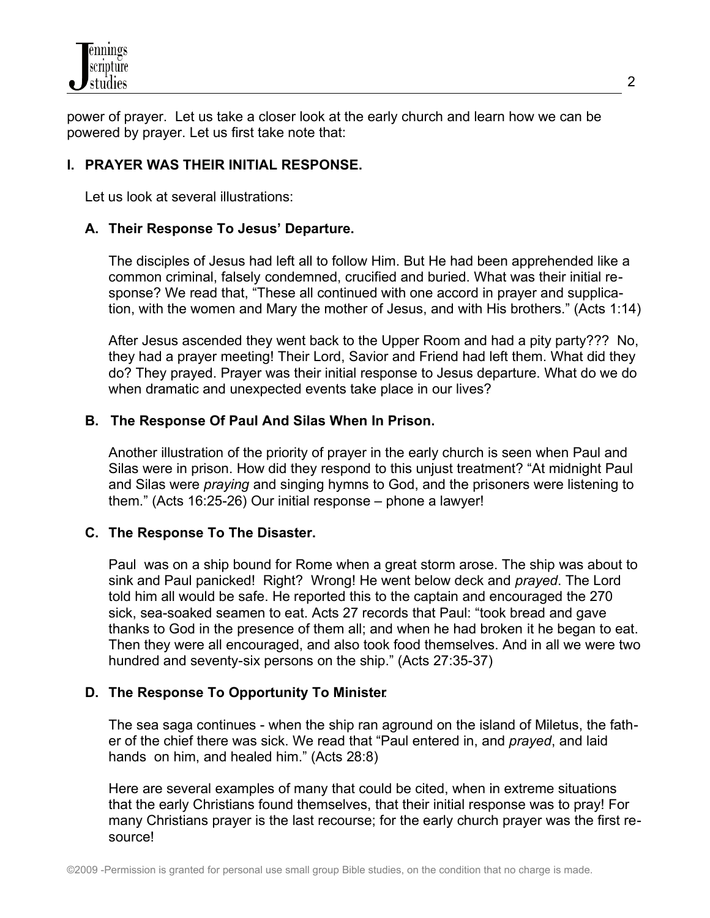power of prayer. Let us take a closer look at the early church and learn how we can be powered by prayer. Let us first take note that:

## I. PRAYER WAS THEIR INITIAL RESPONSE.

Let us look at several illustrations:

### A. Their Response To Jesus' Departure.

The disciples of Jesus had left all to follow Him. But He had been apprehended like a common criminal, falsely condemned, crucified and buried. What was their initial response? We read that, "These all continued with one accord in prayer and supplication, with the women and Mary the mother of Jesus, and with His brothers." (Acts 1:14)

After Jesus ascended they went back to the Upper Room and had a pity party??? No, they had a prayer meeting! Their Lord, Savior and Friend had left them. What did they do? They prayed. Prayer was their initial response to Jesus departure. What do we do when dramatic and unexpected events take place in our lives?

### B. The Response Of Paul And Silas When In Prison.

Another illustration of the priority of prayer in the early church is seen when Paul and Silas were in prison. How did they respond to this unjust treatment? "At midnight Paul and Silas were *praying* and singing hymns to God, and the prisoners were listening to them." (Acts 16:25-26) Our initial response – phone a lawyer!

### C. The Response To The Disaster.

Paul was on a ship bound for Rome when a great storm arose. The ship was about to sink and Paul panicked! Right? Wrong! He went below deck and *prayed*. The Lord told him all would be safe. He reported this to the captain and encouraged the 270 sick, sea-soaked seamen to eat. Acts 27 records that Paul: "took bread and gave thanks to God in the presence of them all; and when he had broken it he began to eat. Then they were all encouraged, and also took food themselves. And in all we were two hundred and seventy-six persons on the ship." (Acts 27:35-37)

### D. The Response To Opportunity To Minister.

The sea saga continues - when the ship ran aground on the island of Miletus, the father of the chief there was sick. We read that "Paul entered in, and *prayed*, and laid hands on him, and healed him." (Acts 28:8)

Here are several examples of many that could be cited, when in extreme situations that the early Christians found themselves, that their initial response was to pray! For many Christians prayer is the last recourse; for the early church prayer was the first resource!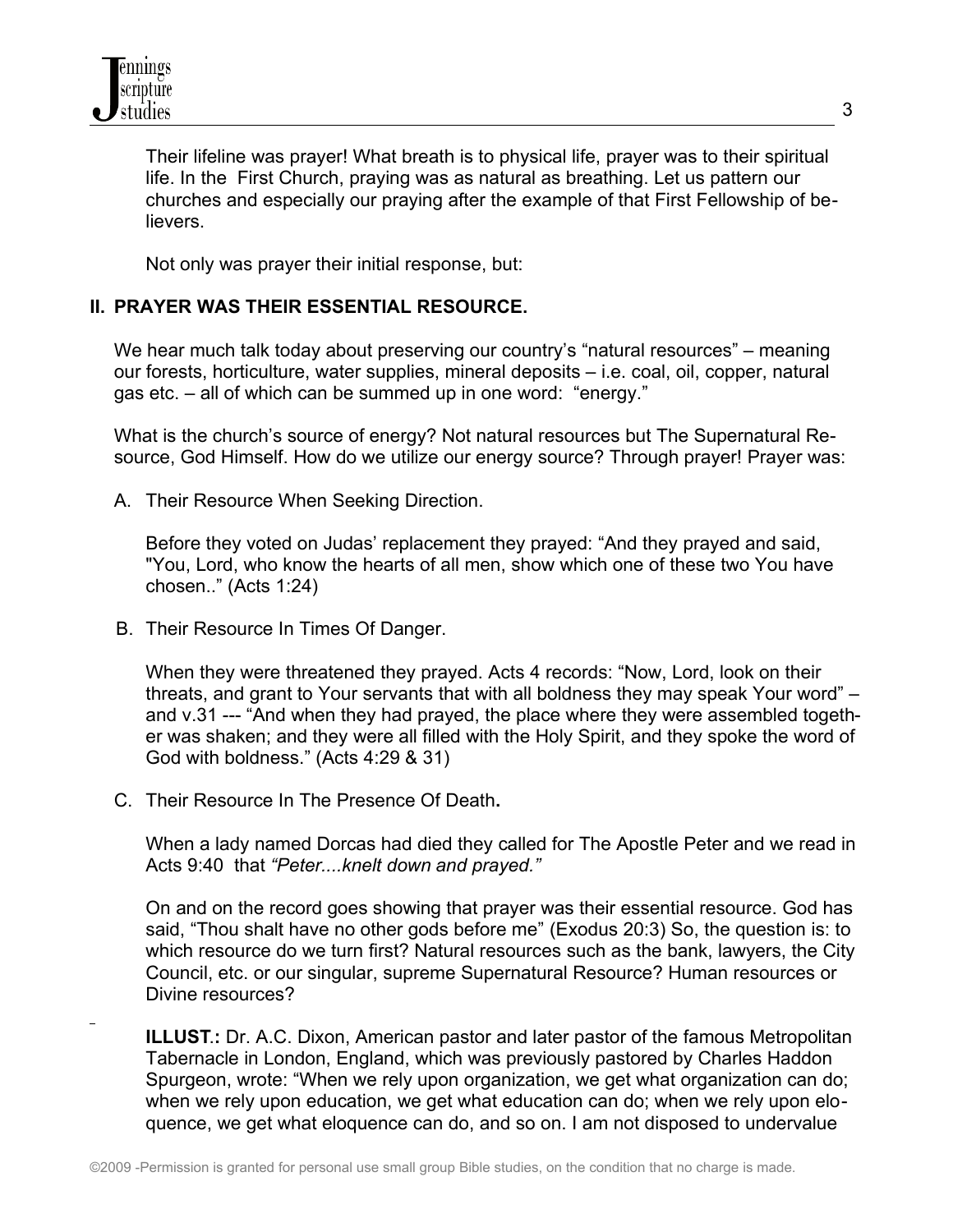Their lifeline was prayer! What breath is to physical life, prayer was to their spiritual life. In the First Church, praying was as natural as breathing. Let us pattern our churches and especially our praying after the example of that First Fellowship of believers.

Not only was prayer their initial response, but:

## II. PRAYER WAS THEIR ESSENTIAL RESOURCE.

We hear much talk today about preserving our country's "natural resources" – meaning our forests, horticulture, water supplies, mineral deposits – i.e. coal, oil, copper, natural gas etc. – all of which can be summed up in one word: "energy."

What is the church's source of energy? Not natural resources but The Supernatural Resource, God Himself. How do we utilize our energy source? Through prayer! Prayer was:

A. Their Resource When Seeking Direction.

Before they voted on Judas' replacement they prayed: "And they prayed and said, "You, Lord, who know the hearts of all men, show which one of these two You have chosen.." (Acts 1:24)

B. Their Resource In Times Of Danger.

When they were threatened they prayed. Acts 4 records: "Now, Lord, look on their threats, and grant to Your servants that with all boldness they may speak Your word" – and v.31 --- "And when they had prayed, the place where they were assembled together was shaken; and they were all filled with the Holy Spirit, and they spoke the word of God with boldness." (Acts 4:29 & 31)

C. Their Resource In The Presence Of Death**.**

When a lady named Dorcas had died they called for The Apostle Peter and we read in Acts 9:40 that *"Peter....knelt down and prayed."*

On and on the record goes showing that prayer was their essential resource. God has said, "Thou shalt have no other gods before me" (Exodus 20:3) So, the question is: to which resource do we turn first? Natural resources such as the bank, lawyers, the City Council, etc. or our singular, supreme Supernatural Resource? Human resources or Divine resources?

**ILLUST.:** Dr. A.C. Dixon, American pastor and later pastor of the famous Metropolitan Tabernacle in London, England, which was previously pastored by Charles Haddon Spurgeon, wrote: "When we rely upon organization, we get what organization can do; when we rely upon education, we get what education can do; when we rely upon eloquence, we get what eloquence can do, and so on. I am not disposed to undervalue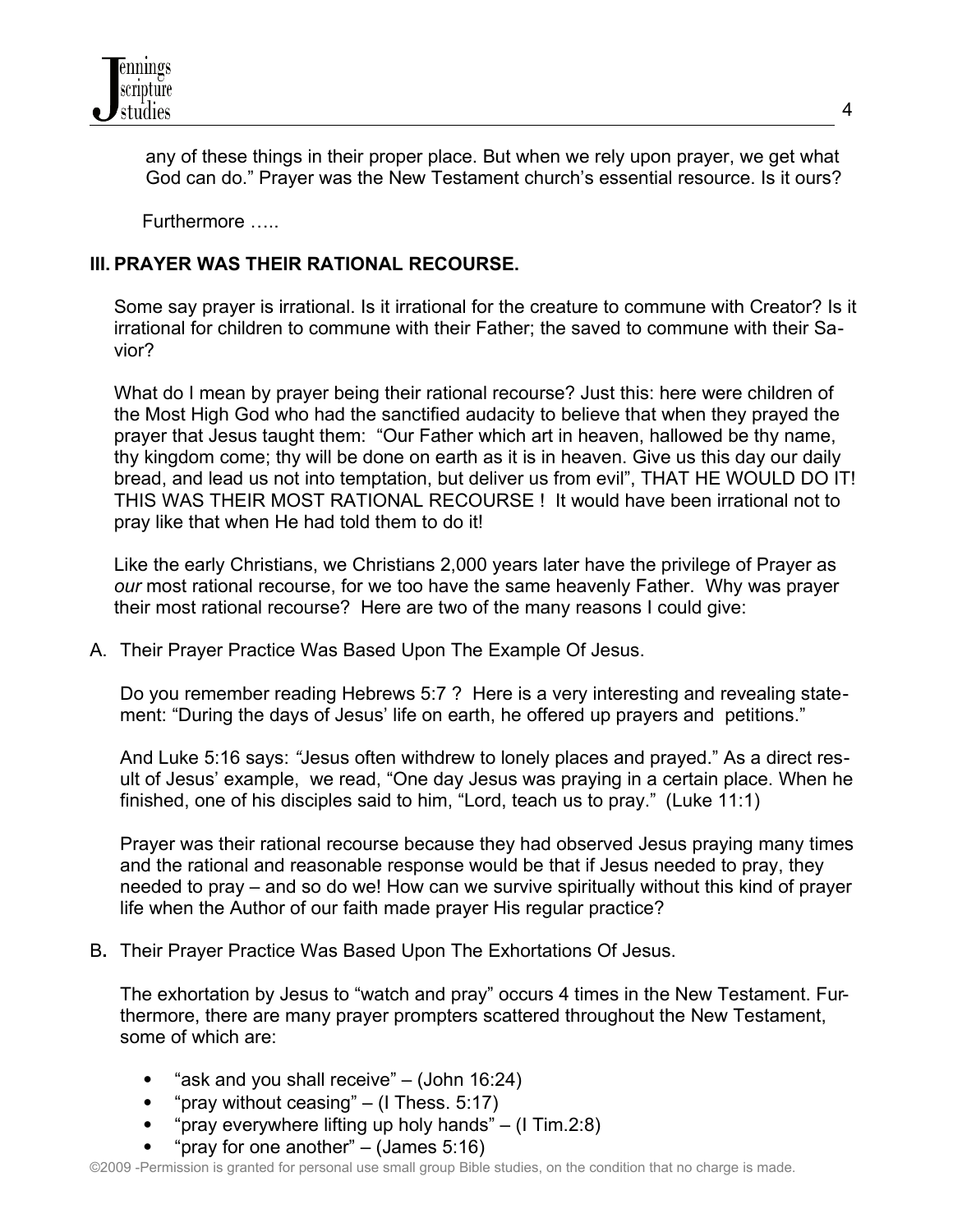any of these things in their proper place. But when we rely upon prayer, we get what God can do." Prayer was the New Testament church's essential resource. Is it ours?

Furthermore …..

## III. PRAYER WAS THEIR RATIONAL RECOURSE.

Some say prayer is irrational. Is it irrational for the creature to commune with Creator? Is it irrational for children to commune with their Father; the saved to commune with their Savior?

What do I mean by prayer being their rational recourse? Just this: here were children of the Most High God who had the sanctified audacity to believe that when they prayed the prayer that Jesus taught them: "Our Father which art in heaven, hallowed be thy name, thy kingdom come; thy will be done on earth as it is in heaven. Give us this day our daily bread, and lead us not into temptation, but deliver us from evil", THAT HE WOULD DO IT! THIS WAS THEIR MOST RATIONAL RECOURSE ! It would have been irrational not to pray like that when He had told them to do it!

Like the early Christians, we Christians 2,000 years later have the privilege of Prayer as *our* most rational recourse, for we too have the same heavenly Father. Why was prayer their most rational recourse? Here are two of the many reasons I could give:

A. Their Prayer Practice Was Based Upon The Example Of Jesus.

Do you remember reading Hebrews 5:7 ? Here is a very interesting and revealing statement: "During the days of Jesus' life on earth, he offered up prayers and petitions."

And Luke 5:16 says: *"*Jesus often withdrew to lonely places and prayed." As a direct result of Jesus' example, we read, "One day Jesus was praying in a certain place. When he finished, one of his disciples said to him, "Lord, teach us to pray." (Luke 11:1)

Prayer was their rational recourse because they had observed Jesus praying many times and the rational and reasonable response would be that if Jesus needed to pray, they needed to pray – and so do we! How can we survive spiritually without this kind of prayer life when the Author of our faith made prayer His regular practice?

B. Their Prayer Practice Was Based Upon The Exhortations Of Jesus.

The exhortation by Jesus to "watch and pray" occurs 4 times in the New Testament. Furthermore, there are many prayer prompters scattered throughout the New Testament, some of which are:

- "ask and you shall receive" – (John 16:24)
- "pray without ceasing" – (I Thess. 5:17)
- "pray everywhere lifting up holy hands" – (I Tim.2:8)
- "pray for one another" – (James 5:16)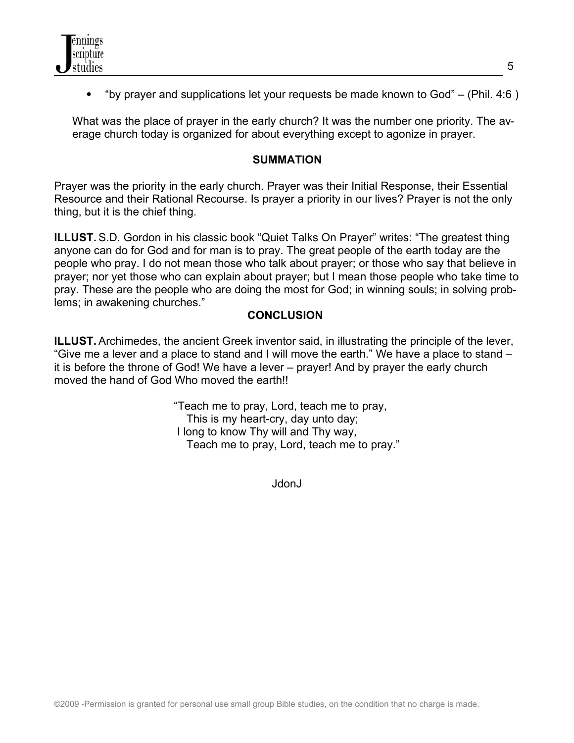- "by prayer and supplications let your requests be made known to God" – (Phil. 4:6 )

What was the place of prayer in the early church? It was the number one priority. The average church today is organized for about everything except to agonize in prayer.

## SUMMATION

Prayer was the priority in the early church. Prayer was their Initial Response, their Essential Resource and their Rational Recourse. Is prayer a priority in our lives? Prayer is not the only thing, but it is the chief thing.

**ILLUST.** S.D. Gordon in his classic book "Quiet Talks On Prayer" writes: "The greatest thing anyone can do for God and for man is to pray. The great people of the earth today are the people who pray. I do not mean those who talk about prayer; or those who say that believe in prayer; nor yet those who can explain about prayer; but I mean those people who take time to pray. These are the people who are doing the most for God; in winning souls; in solving problems; in awakening churches."

## CONCLUSION

**ILLUST.** Archimedes, the ancient Greek inventor said, in illustrating the principle of the lever, "Give me a lever and a place to stand and I will move the earth." We have a place to stand – it is before the throne of God! We have a lever – prayer! And by prayer the early church moved the hand of God Who moved the earth!!

"Teach me to pray, Lord, teach me to pray,
This is my heart-cry, day unto day;
I long to know Thy will and Thy way,
Teach me to pray, Lord, teach me to pray."

JdonJ

©2009 -Permission is granted for personal use small group Bible studies, on the condition that no charge is made.